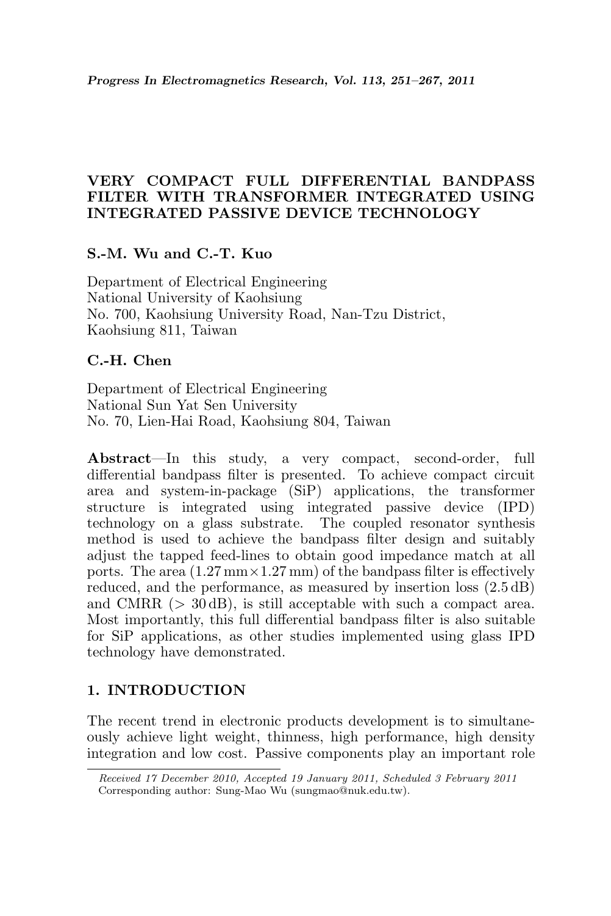# VERY COMPACT FULL DIFFERENTIAL BANDPASS FILTER WITH TRANSFORMER INTEGRATED USING INTEGRATED PASSIVE DEVICE TECHNOLOGY

**S.-M. Wu and C.-T. Kuo**

Department of Electrical Engineering
National University of Kaohsiung
No. 700, Kaohsiung University Road, Nan-Tzu District,
Kaohsiung 811, Taiwan

**C.-H. Chen**

Department of Electrical Engineering
National Sun Yat Sen University
No. 70, Lien-Hai Road, Kaohsiung 804, Taiwan

**Abstract**—In this study, a very compact, second-order, full differential bandpass filter is presented. To achieve compact circuit area and system-in-package (SiP) applications, the transformer structure is integrated using integrated passive device (IPD) technology on a glass substrate. The coupled resonator synthesis method is used to achieve the bandpass filter design and suitably adjust the tapped feed-lines to obtain good impedance match at all ports. The area (1.27 mm$\times$1.27 mm) of the bandpass filter is effectively reduced, and the performance, as measured by insertion loss (2.5 dB) and CMRR ($>$ 30 dB), is still acceptable with such a compact area. Most importantly, this full differential bandpass filter is also suitable for SiP applications, as other studies implemented using glass IPD technology have demonstrated.

## 1. INTRODUCTION

The recent trend in electronic products development is to simultaneously achieve light weight, thinness, high performance, high density integration and low cost. Passive components play an important role

*Received 17 December 2010, Accepted 19 January 2011, Scheduled 3 February 2011*
Corresponding author: Sung-Mao Wu (sungmao@nuk.edu.tw).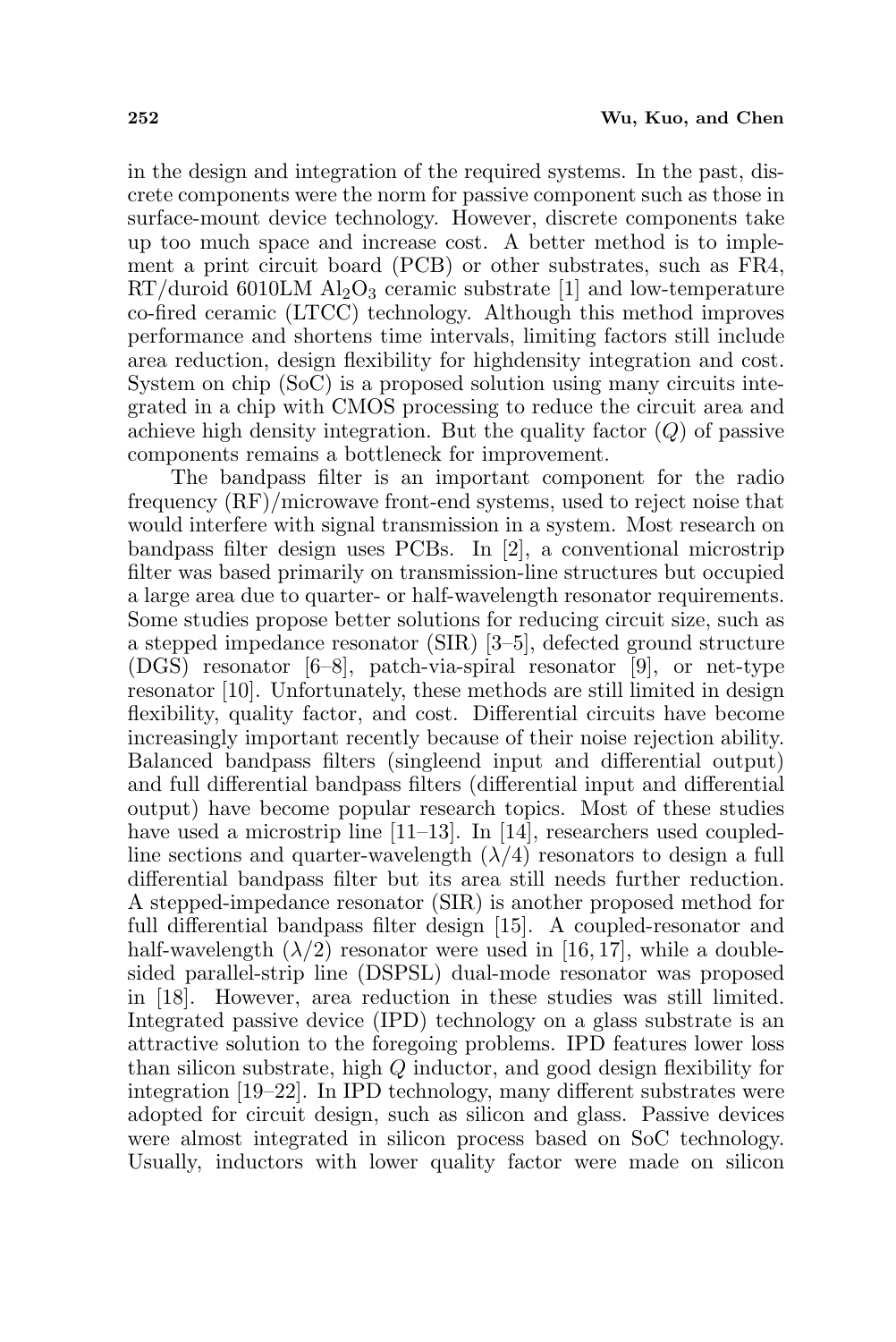in the design and integration of the required systems. In the past, discrete components were the norm for passive component such as those in surface-mount device technology. However, discrete components take up too much space and increase cost. A better method is to implement a print circuit board (PCB) or other substrates, such as FR4, RT/duroid 6010LM $Al_2O_3$ ceramic substrate [1] and low-temperature co-fired ceramic (LTCC) technology. Although this method improves performance and shortens time intervals, limiting factors still include area reduction, design flexibility for highdensity integration and cost. System on chip (SoC) is a proposed solution using many circuits integrated in a chip with CMOS processing to reduce the circuit area and achieve high density integration. But the quality factor ($Q$) of passive components remains a bottleneck for improvement.

The bandpass filter is an important component for the radio frequency (RF)/microwave front-end systems, used to reject noise that would interfere with signal transmission in a system. Most research on bandpass filter design uses PCBs. In [2], a conventional microstrip filter was based primarily on transmission-line structures but occupied a large area due to quarter- or half-wavelength resonator requirements. Some studies propose better solutions for reducing circuit size, such as a stepped impedance resonator (SIR) [3–5], defected ground structure (DGS) resonator [6–8], patch-via-spiral resonator [9], or net-type resonator [10]. Unfortunately, these methods are still limited in design flexibility, quality factor, and cost. Differential circuits have become increasingly important recently because of their noise rejection ability. Balanced bandpass filters (singleend input and differential output) and full differential bandpass filters (differential input and differential output) have become popular research topics. Most of these studies have used a microstrip line [11–13]. In [14], researchers used coupled-line sections and quarter-wavelength ($\lambda/4$) resonators to design a full differential bandpass filter but its area still needs further reduction. A stepped-impedance resonator (SIR) is another proposed method for full differential bandpass filter design [15]. A coupled-resonator and half-wavelength ($\lambda/2$) resonator were used in [16, 17], while a double-sided parallel-strip line (DSPSL) dual-mode resonator was proposed in [18]. However, area reduction in these studies was still limited. Integrated passive device (IPD) technology on a glass substrate is an attractive solution to the foregoing problems. IPD features lower loss than silicon substrate, high $Q$ inductor, and good design flexibility for integration [19–22]. In IPD technology, many different substrates were adopted for circuit design, such as silicon and glass. Passive devices were almost integrated in silicon process based on SoC technology. Usually, inductors with lower quality factor were made on silicon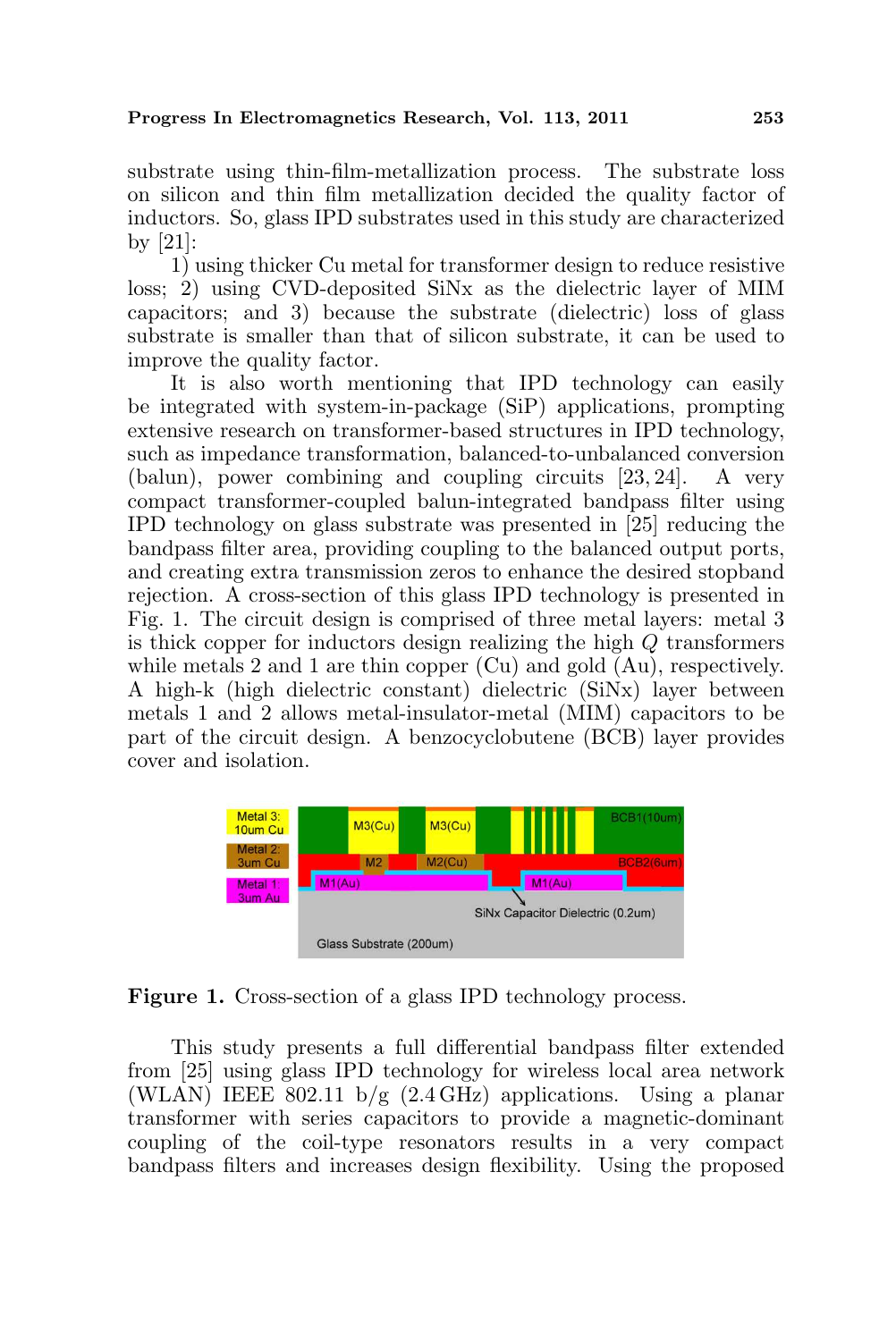substrate using thin-film-metallization process. The substrate loss on silicon and thin film metallization decided the quality factor of inductors. So, glass IPD substrates used in this study are characterized by [21]:

1) using thicker Cu metal for transformer design to reduce resistive loss; 2) using CVD-deposited SiNx as the dielectric layer of MIM capacitors; and 3) because the substrate (dielectric) loss of glass substrate is smaller than that of silicon substrate, it can be used to improve the quality factor.

It is also worth mentioning that IPD technology can easily be integrated with system-in-package (SiP) applications, prompting extensive research on transformer-based structures in IPD technology, such as impedance transformation, balanced-to-unbalanced conversion (balun), power combining and coupling circuits [23, 24]. A very compact transformer-coupled balun-integrated bandpass filter using IPD technology on glass substrate was presented in [25] reducing the bandpass filter area, providing coupling to the balanced output ports, and creating extra transmission zeros to enhance the desired stopband rejection. A cross-section of this glass IPD technology is presented in Fig. 1. The circuit design is comprised of three metal layers: metal 3 is thick copper for inductors design realizing the high $Q$ transformers while metals 2 and 1 are thin copper (Cu) and gold (Au), respectively. A high-k (high dielectric constant) dielectric (SiNx) layer between metals 1 and 2 allows metal-insulator-metal (MIM) capacitors to be part of the circuit design. A benzocyclobutene (BCB) layer provides cover and isolation.

**Figure 1.** Cross-section of a glass IPD technology process.

This study presents a full differential bandpass filter extended from [25] using glass IPD technology for wireless local area network (WLAN) IEEE 802.11 b/g (2.4 GHz) applications. Using a planar transformer with series capacitors to provide a magnetic-dominant coupling of the coil-type resonators results in a very compact bandpass filters and increases design flexibility. Using the proposed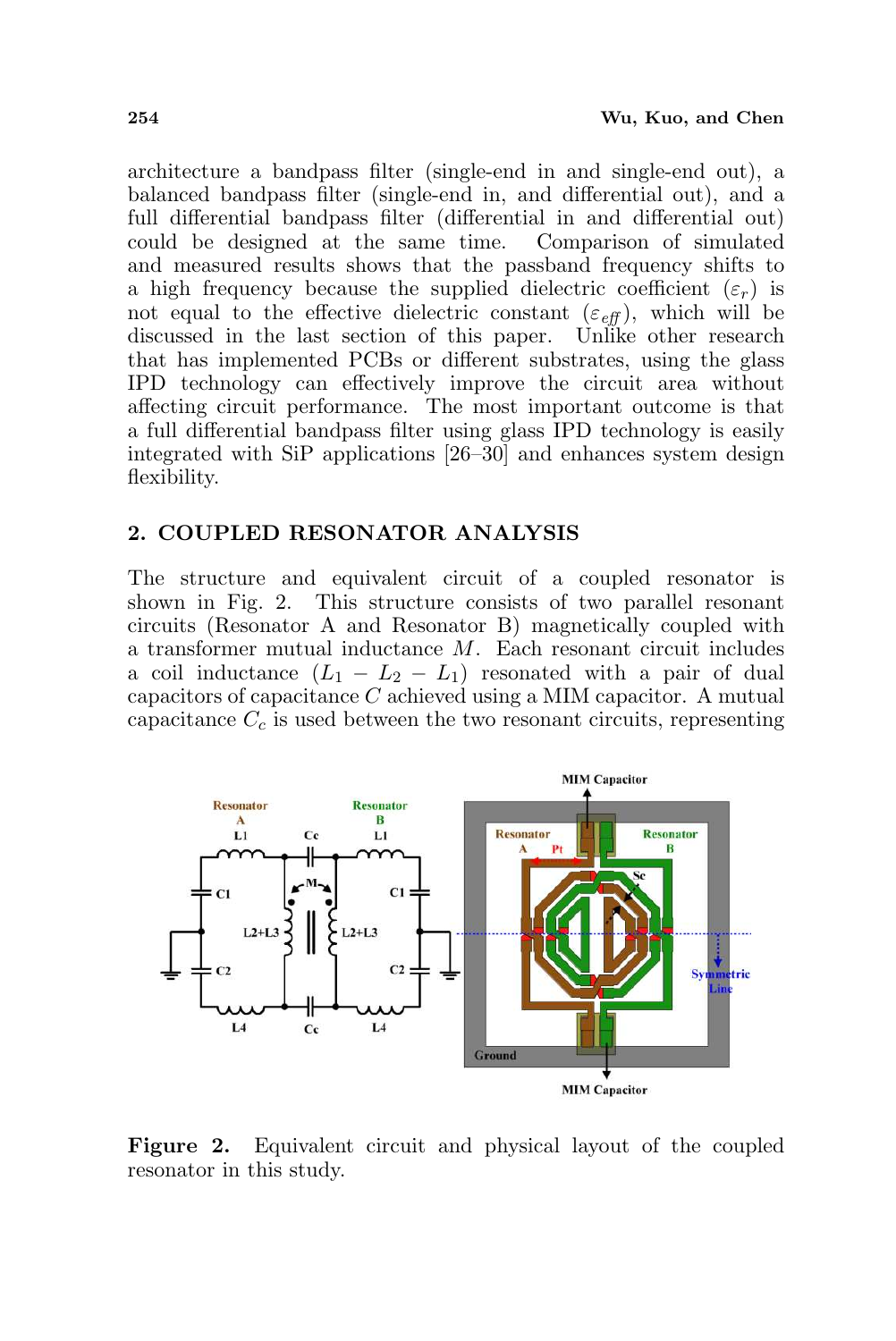architecture a bandpass filter (single-end in and single-end out), a balanced bandpass filter (single-end in, and differential out), and a full differential bandpass filter (differential in and differential out) could be designed at the same time. Comparison of simulated and measured results shows that the passband frequency shifts to a high frequency because the supplied dielectric coefficient ($\varepsilon_r$) is not equal to the effective dielectric constant ($\varepsilon_{eff}$), which will be discussed in the last section of this paper. Unlike other research that has implemented PCBs or different substrates, using the glass IPD technology can effectively improve the circuit area without affecting circuit performance. The most important outcome is that a full differential bandpass filter using glass IPD technology is easily integrated with SiP applications [26–30] and enhances system design flexibility.

## 2. COUPLED RESONATOR ANALYSIS

The structure and equivalent circuit of a coupled resonator is shown in Fig. 2. This structure consists of two parallel resonant circuits (Resonator A and Resonator B) magnetically coupled with a transformer mutual inductance $M$. Each resonant circuit includes a coil inductance $(L_1 - L_2 - L_1)$ resonated with a pair of dual capacitors of capacitance $C$ achieved using a MIM capacitor. A mutual capacitance $C_c$ is used between the two resonant circuits, representing

Resonator A
Resonator B
L1
Cc
L1
M
C1
C1
L2+L3
L2+L3
C2
C2
L4
Cc
L4

MIM Capacitor
Resonator A
Pt
Resonator B
Sc
Symmetric Line
Ground
MIM Capacitor

**Figure 2.** Equivalent circuit and physical layout of the coupled resonator in this study.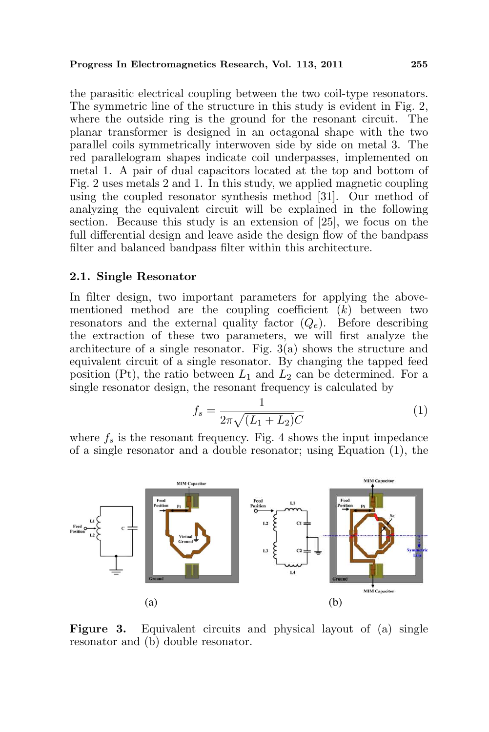the parasitic electrical coupling between the two coil-type resonators. The symmetric line of the structure in this study is evident in Fig. 2, where the outside ring is the ground for the resonant circuit. The planar transformer is designed in an octagonal shape with the two parallel coils symmetrically interwoven side by side on metal 3. The red parallelogram shapes indicate coil underpasses, implemented on metal 1. A pair of dual capacitors located at the top and bottom of Fig. 2 uses metals 2 and 1. In this study, we applied magnetic coupling using the coupled resonator synthesis method [31]. Our method of analyzing the equivalent circuit will be explained in the following section. Because this study is an extension of [25], we focus on the full differential design and leave aside the design flow of the bandpass filter and balanced bandpass filter within this architecture.

### 2.1. Single Resonator

In filter design, two important parameters for applying the above-mentioned method are the coupling coefficient ($k$) between two resonators and the external quality factor ($Q_e$). Before describing the extraction of these two parameters, we will first analyze the architecture of a single resonator. Fig. 3(a) shows the structure and equivalent circuit of a single resonator. By changing the tapped feed position (Pt), the ratio between $L_1$ and $L_2$ can be determined. For a single resonator design, the resonant frequency is calculated by

$$f_s = \frac{1}{2\pi\sqrt{(L_1 + L_2)C}} \tag{1}$$

where $f_s$ is the resonant frequency. Fig. 4 shows the input impedance of a single resonator and a double resonator; using Equation (1), the

Feed Position
L1
L2
C
MIM Capacitor
Feed Position
Pt
Virtual Ground
Ground
(a)

Feed Position
L1
L2
C1
L3
C2
L4
MIM Capacitor
Feed Position
Pt
Sc
Symmetric Line
Ground
MIM Capacitor
(b)

**Figure 3.** Equivalent circuits and physical layout of (a) single resonator and (b) double resonator.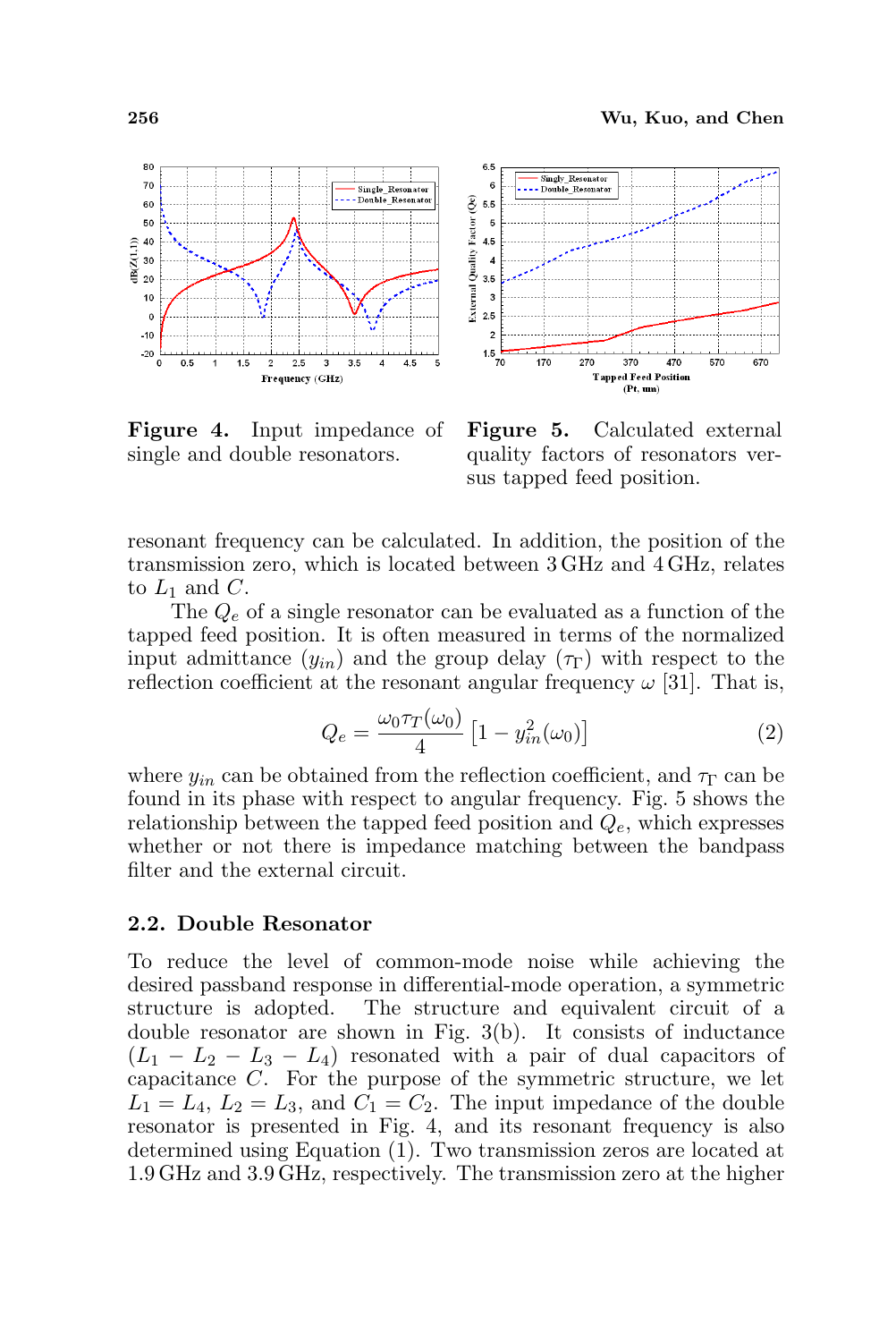80
70
60
50
40
30
20
10
0
-10
-20

dB(Z(1,1))

0 0.5 1 1.5 2 2.5 3 3.5 4 4.5 5

Frequency (GHz)

Single_Resonator
Double_Resonator

**Figure 4.** Input impedance of single and double resonators.

6.5
6
5.5
5
4.5
4
3.5
3
2.5
2
1.5

External Quality Factor (Qe)

70 170 270 370 470 570 670

Tapped Feed Position
(Pt, um)

Singly_Resonator
Double_Resonator

**Figure 5.** Calculated external quality factors of resonators versus tapped feed position.

resonant frequency can be calculated. In addition, the position of the transmission zero, which is located between 3 GHz and 4 GHz, relates to $L_1$ and $C$.

The $Q_e$ of a single resonator can be evaluated as a function of the tapped feed position. It is often measured in terms of the normalized input admittance ($y_{in}$) and the group delay ($\tau_\Gamma$) with respect to the reflection coefficient at the resonant angular frequency $\omega$ [31]. That is,

$$Q_e = \frac{\omega_0 \tau_T(\omega_0)}{4} \left[1 - y_{in}^2(\omega_0)\right] \tag{2}$$

where $y_{in}$ can be obtained from the reflection coefficient, and $\tau_\Gamma$ can be found in its phase with respect to angular frequency. Fig. 5 shows the relationship between the tapped feed position and $Q_e$, which expresses whether or not there is impedance matching between the bandpass filter and the external circuit.

## 2.2. Double Resonator

To reduce the level of common-mode noise while achieving the desired passband response in differential-mode operation, a symmetric structure is adopted. The structure and equivalent circuit of a double resonator are shown in Fig. 3(b). It consists of inductance ($L_1 - L_2 - L_3 - L_4$) resonated with a pair of dual capacitors of capacitance $C$. For the purpose of the symmetric structure, we let $L_1 = L_4$, $L_2 = L_3$, and $C_1 = C_2$. The input impedance of the double resonator is presented in Fig. 4, and its resonant frequency is also determined using Equation (1). Two transmission zeros are located at 1.9 GHz and 3.9 GHz, respectively. The transmission zero at the higher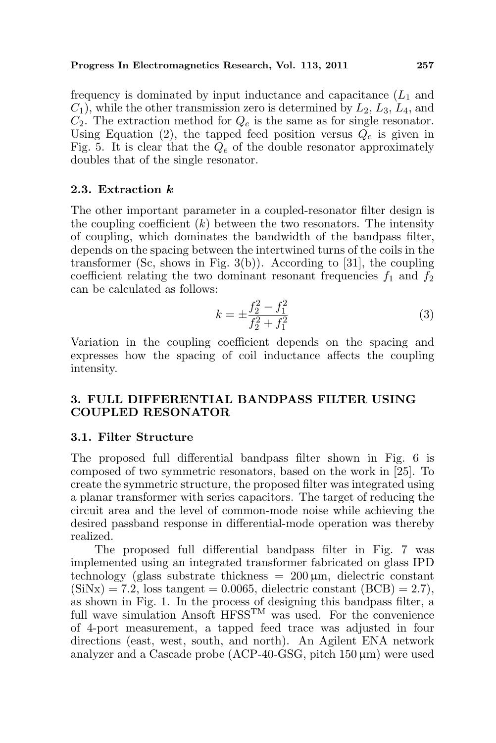frequency is dominated by input inductance and capacitance ($L_1$ and $C_1$), while the other transmission zero is determined by $L_2$, $L_3$, $L_4$, and $C_2$. The extraction method for $Q_e$ is the same as for single resonator. Using Equation (2), the tapped feed position versus $Q_e$ is given in Fig. 5. It is clear that the $Q_e$ of the double resonator approximately doubles that of the single resonator.

### 2.3. Extraction *k*

The other important parameter in a coupled-resonator filter design is the coupling coefficient ($k$) between the two resonators. The intensity of coupling, which dominates the bandwidth of the bandpass filter, depends on the spacing between the intertwined turns of the coils in the transformer (Sc, shows in Fig. 3(b)). According to [31], the coupling coefficient relating the two dominant resonant frequencies $f_1$ and $f_2$ can be calculated as follows:

$$k = \pm \frac{f_2^2 - f_1^2}{f_2^2 + f_1^2} \tag{3}$$

Variation in the coupling coefficient depends on the spacing and expresses how the spacing of coil inductance affects the coupling intensity.

## 3. FULL DIFFERENTIAL BANDPASS FILTER USING COUPLED RESONATOR

### 3.1. Filter Structure

The proposed full differential bandpass filter shown in Fig. 6 is composed of two symmetric resonators, based on the work in [25]. To create the symmetric structure, the proposed filter was integrated using a planar transformer with series capacitors. The target of reducing the circuit area and the level of common-mode noise while achieving the desired passband response in differential-mode operation was thereby realized.

The proposed full differential bandpass filter in Fig. 7 was implemented using an integrated transformer fabricated on glass IPD technology (glass substrate thickness = 200 μm, dielectric constant (SiNx) = 7.2, loss tangent = 0.0065, dielectric constant (BCB) = 2.7), as shown in Fig. 1. In the process of designing this bandpass filter, a full wave simulation Ansoft HFSS$^{\text{TM}}$ was used. For the convenience of 4-port measurement, a tapped feed trace was adjusted in four directions (east, west, south, and north). An Agilent ENA network analyzer and a Cascade probe (ACP-40-GSG, pitch 150 μm) were used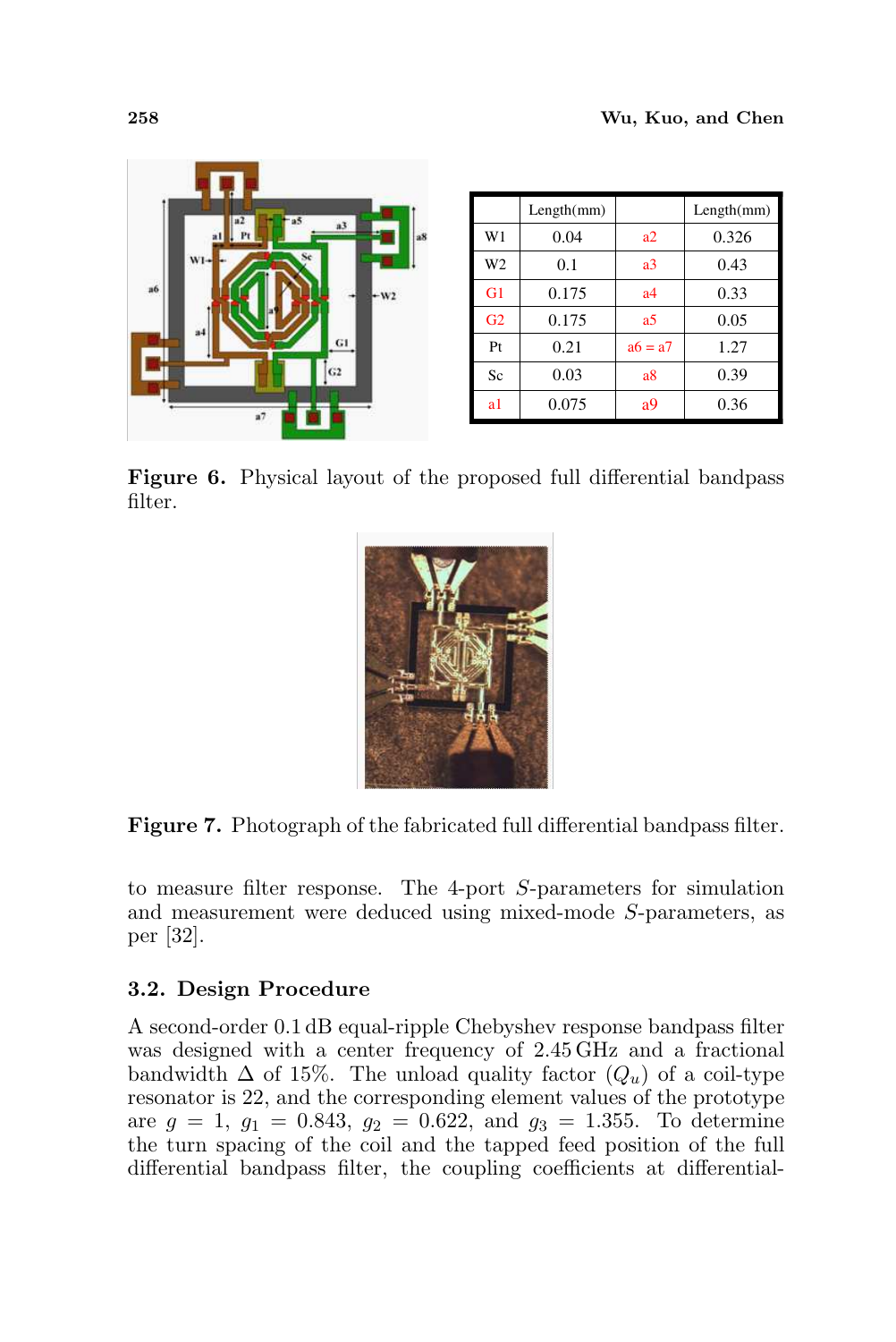| | Length(mm) | | Length(mm) |
|---|---|---|---|
| W1 | 0.04 | a2 | 0.326 |
| W2 | 0.1 | a3 | 0.43 |
| G1 | 0.175 | a4 | 0.33 |
| G2 | 0.175 | a5 | 0.05 |
| Pt | 0.21 | a6 = a7 | 1.27 |
| Sc | 0.03 | a8 | 0.39 |
| a1 | 0.075 | a9 | 0.36 |

**Figure 6.** Physical layout of the proposed full differential bandpass filter.

**Figure 7.** Photograph of the fabricated full differential bandpass filter.

to measure filter response. The 4-port $S$-parameters for simulation and measurement were deduced using mixed-mode $S$-parameters, as per [32].

### 3.2. Design Procedure

A second-order 0.1 dB equal-ripple Chebyshev response bandpass filter was designed with a center frequency of 2.45 GHz and a fractional bandwidth $\Delta$ of 15%. The unload quality factor ($Q_u$) of a coil-type resonator is 22, and the corresponding element values of the prototype are $g = 1$, $g_1 = 0.843$, $g_2 = 0.622$, and $g_3 = 1.355$. To determine the turn spacing of the coil and the tapped feed position of the full differential bandpass filter, the coupling coefficients at differential-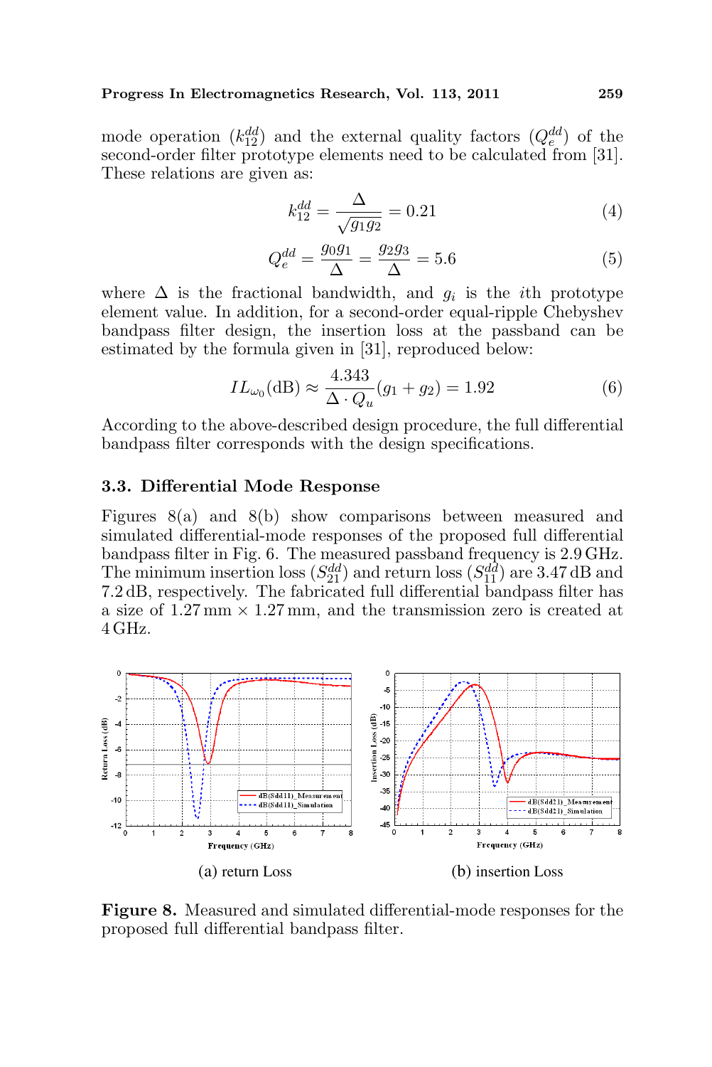mode operation ($k_{12}^{dd}$) and the external quality factors ($Q_e^{dd}$) of the second-order filter prototype elements need to be calculated from [31]. These relations are given as:

$$k_{12}^{dd} = \frac{\Delta}{\sqrt{g_1 g_2}} = 0.21 \tag{4}$$

$$Q_e^{dd} = \frac{g_0 g_1}{\Delta} = \frac{g_2 g_3}{\Delta} = 5.6 \tag{5}$$

where $\Delta$ is the fractional bandwidth, and $g_i$ is the $i$th prototype element value. In addition, for a second-order equal-ripple Chebyshev bandpass filter design, the insertion loss at the passband can be estimated by the formula given in [31], reproduced below:

$$IL_{\omega_0}(\text{dB}) \approx \frac{4.343}{\Delta \cdot Q_u}(g_1 + g_2) = 1.92 \tag{6}$$

According to the above-described design procedure, the full differential bandpass filter corresponds with the design specifications.

### 3.3. Differential Mode Response

Figures 8(a) and 8(b) show comparisons between measured and simulated differential-mode responses of the proposed full differential bandpass filter in Fig. 6. The measured passband frequency is 2.9 GHz. The minimum insertion loss ($S_{21}^{dd}$) and return loss ($S_{11}^{dd}$) are 3.47 dB and 7.2 dB, respectively. The fabricated full differential bandpass filter has a size of 1.27 mm × 1.27 mm, and the transmission zero is created at 4 GHz.

Return Loss (dB)
0
-2
-4
-6
-8
-10
-12
0 1 2 3 4 5 6 7 8
Frequency (GHz)
dB(Sdd11)_Measurement
dB(Sdd11)_Simulation

(a) return Loss

Insertion Loss (dB)
0
-5
-10
-15
-20
-25
-30
-35
-40
-45
0 1 2 3 4 5 6 7 8
Frequency (GHz)
dB(Sdd21)_Measurement
dB(Sdd21)_Simulation

(b) insertion Loss

**Figure 8.** Measured and simulated differential-mode responses for the proposed full differential bandpass filter.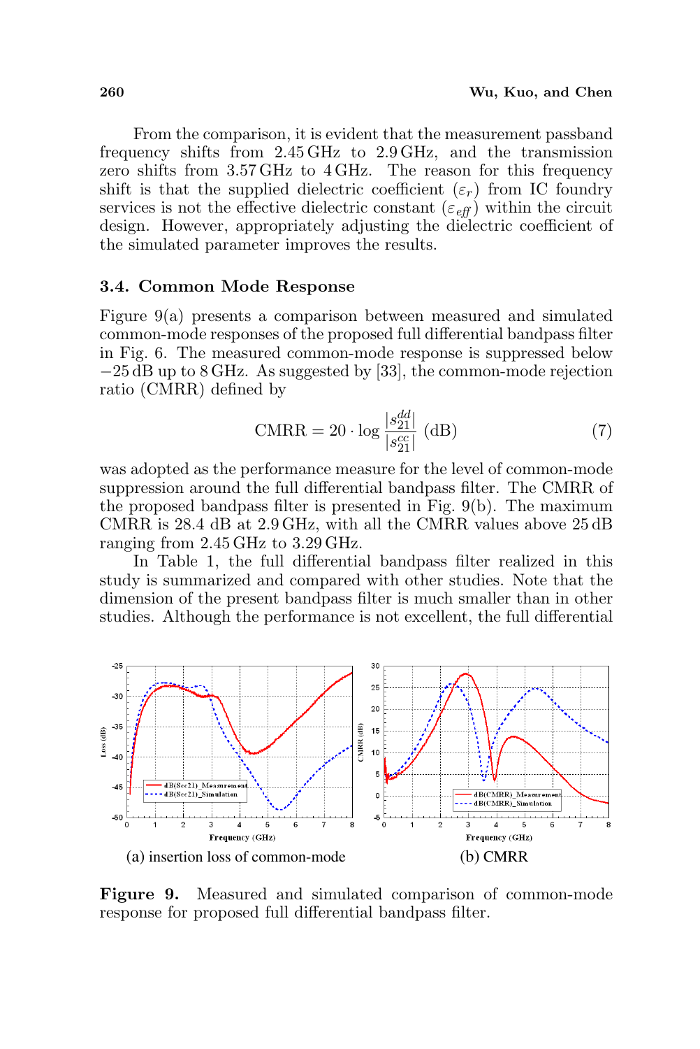From the comparison, it is evident that the measurement passband frequency shifts from 2.45 GHz to 2.9 GHz, and the transmission zero shifts from 3.57 GHz to 4 GHz. The reason for this frequency shift is that the supplied dielectric coefficient ($\varepsilon_r$) from IC foundry services is not the effective dielectric constant ($\varepsilon_{eff}$) within the circuit design. However, appropriately adjusting the dielectric coefficient of the simulated parameter improves the results.

### 3.4. Common Mode Response

Figure 9(a) presents a comparison between measured and simulated common-mode responses of the proposed full differential bandpass filter in Fig. 6. The measured common-mode response is suppressed below −25 dB up to 8 GHz. As suggested by [33], the common-mode rejection ratio (CMRR) defined by

$$\text{CMRR} = 20 \cdot \log \frac{|s_{21}^{dd}|}{|s_{21}^{cc}|} \text{ (dB)} \tag{7}$$

was adopted as the performance measure for the level of common-mode suppression around the full differential bandpass filter. The CMRR of the proposed bandpass filter is presented in Fig. 9(b). The maximum CMRR is 28.4 dB at 2.9 GHz, with all the CMRR values above 25 dB ranging from 2.45 GHz to 3.29 GHz.

In Table 1, the full differential bandpass filter realized in this study is summarized and compared with other studies. Note that the dimension of the present bandpass filter is much smaller than in other studies. Although the performance is not excellent, the full differential

Loss (dB)
Frequency (GHz)
dB(Scc21)_Measurement
dB(Scc21)_Simulation

(a) insertion loss of common-mode

CMRR (dB)
Frequency (GHz)
dB(CMRR)_Measurement
dB(CMRR)_Simulation

(b) CMRR

**Figure 9.** Measured and simulated comparison of common-mode response for proposed full differential bandpass filter.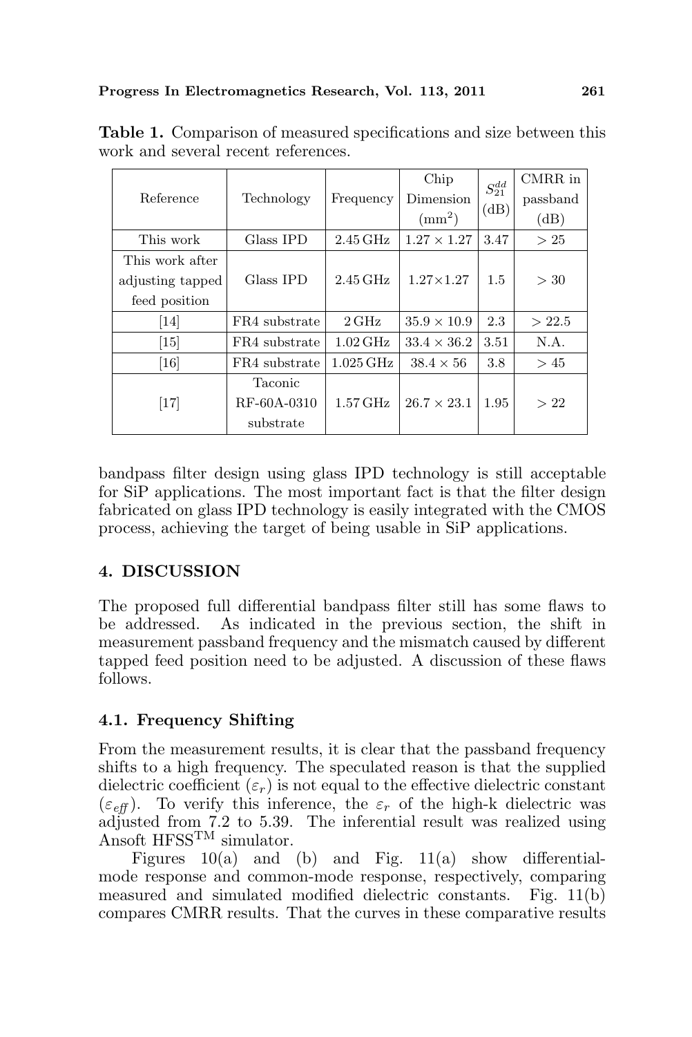**Table 1.** Comparison of measured specifications and size between this work and several recent references.

| Reference | Technology | Frequency | Chip Dimension ($mm^2$) | $S_{21}^{dd}$ (dB) | CMRR in passband (dB) |
|---|---|---|---|---|---|
| This work | Glass IPD | 2.45 GHz | $1.27 \times 1.27$ | 3.47 | $> 25$ |
| This work after adjusting tapped feed position | Glass IPD | 2.45 GHz | $1.27 \times 1.27$ | 1.5 | $> 30$ |
| [14] | FR4 substrate | 2 GHz | $35.9 \times 10.9$ | 2.3 | $> 22.5$ |
| [15] | FR4 substrate | 1.02 GHz | $33.4 \times 36.2$ | 3.51 | N.A. |
| [16] | FR4 substrate | 1.025 GHz | $38.4 \times 56$ | 3.8 | $> 45$ |
| [17] | Taconic RF-60A-0310 substrate | 1.57 GHz | $26.7 \times 23.1$ | 1.95 | $> 22$ |

bandpass filter design using glass IPD technology is still acceptable for SiP applications. The most important fact is that the filter design fabricated on glass IPD technology is easily integrated with the CMOS process, achieving the target of being usable in SiP applications.

## 4. DISCUSSION

The proposed full differential bandpass filter still has some flaws to be addressed. As indicated in the previous section, the shift in measurement passband frequency and the mismatch caused by different tapped feed position need to be adjusted. A discussion of these flaws follows.

### 4.1. Frequency Shifting

From the measurement results, it is clear that the passband frequency shifts to a high frequency. The speculated reason is that the supplied dielectric coefficient ($\varepsilon_r$) is not equal to the effective dielectric constant ($\varepsilon_{eff}$). To verify this inference, the $\varepsilon_r$ of the high-k dielectric was adjusted from 7.2 to 5.39. The inferential result was realized using Ansoft HFSS$^{TM}$ simulator.

Figures 10(a) and (b) and Fig. 11(a) show differential-mode response and common-mode response, respectively, comparing measured and simulated modified dielectric constants. Fig. 11(b) compares CMRR results. That the curves in these comparative results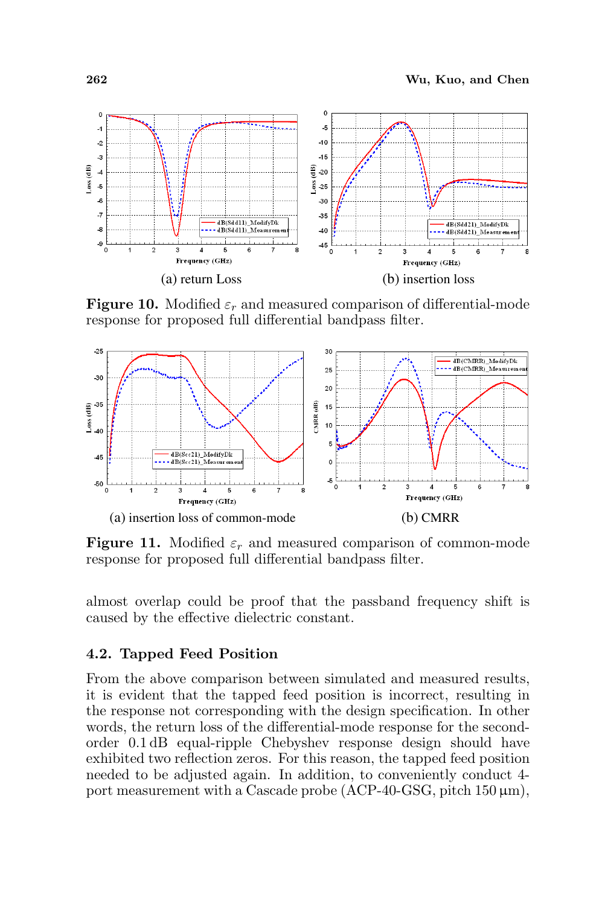Loss (dB)
0
-1
-2
-3
-4
-5
-6
-7
-8
-9
0 1 2 3 4 5 6 7 8
Frequency (GHz)
dB(Sdd11)_ModifyDk
dB(Sdd11)_Measurement

(a) return Loss

Loss (dB)
0
-5
-10
-15
-20
-25
-30
-35
-40
-45
0 1 2 3 4 5 6 7 8
Frequency (GHz)
dB(Sdd21)_ModifyDk
dB(Sdd21)_Measurement

(b) insertion loss

**Figure 10.** Modified $\varepsilon_r$ and measured comparison of differential-mode response for proposed full differential bandpass filter.

Loss (dB)
-25
-30
-35
-40
-45
-50
0 1 2 3 4 5 6 7 8
Frequency (GHz)
dB(Scc21)_ModifyDk
dB(Scc21)_Measurement

(a) insertion loss of common-mode

CMRR (dB)
30
25
20
15
10
5
0
-5
0 1 2 3 4 5 6 7 8
Frequency (GHz)
dB(CMRR)_ModifyDk
dB(CMRR)_Measurement

(b) CMRR

**Figure 11.** Modified $\varepsilon_r$ and measured comparison of common-mode response for proposed full differential bandpass filter.

almost overlap could be proof that the passband frequency shift is caused by the effective dielectric constant.

### 4.2. Tapped Feed Position

From the above comparison between simulated and measured results, it is evident that the tapped feed position is incorrect, resulting in the response not corresponding with the design specification. In other words, the return loss of the differential-mode response for the second-order 0.1 dB equal-ripple Chebyshev response design should have exhibited two reflection zeros. For this reason, the tapped feed position needed to be adjusted again. In addition, to conveniently conduct 4-port measurement with a Cascade probe (ACP-40-GSG, pitch 150 μm),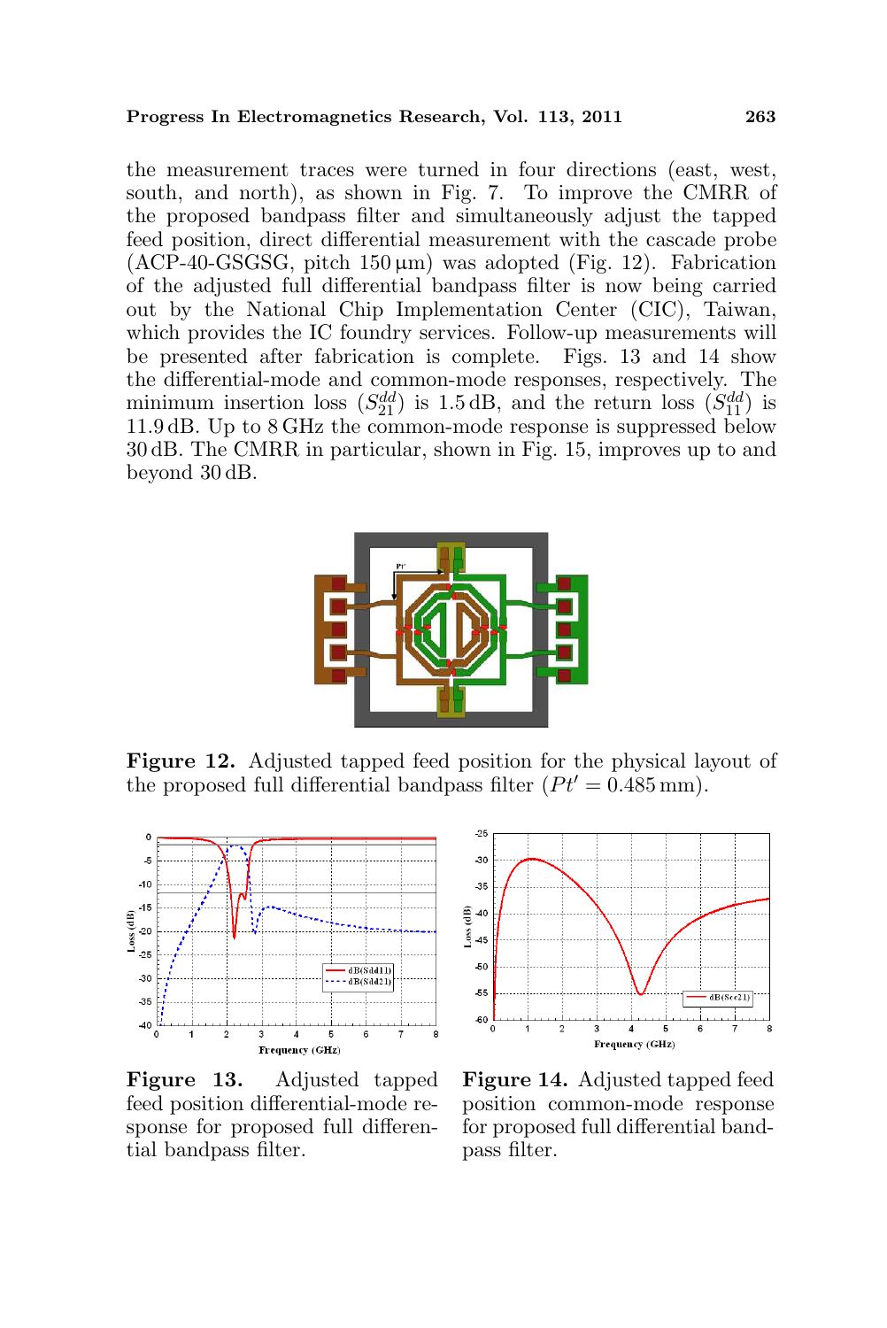the measurement traces were turned in four directions (east, west, south, and north), as shown in Fig. 7. To improve the CMRR of the proposed bandpass filter and simultaneously adjust the tapped feed position, direct differential measurement with the cascade probe (ACP-40-GSGSG, pitch 150 μm) was adopted (Fig. 12). Fabrication of the adjusted full differential bandpass filter is now being carried out by the National Chip Implementation Center (CIC), Taiwan, which provides the IC foundry services. Follow-up measurements will be presented after fabrication is complete. Figs. 13 and 14 show the differential-mode and common-mode responses, respectively. The minimum insertion loss ($S_{21}^{dd}$) is 1.5 dB, and the return loss ($S_{11}^{dd}$) is 11.9 dB. Up to 8 GHz the common-mode response is suppressed below 30 dB. The CMRR in particular, shown in Fig. 15, improves up to and beyond 30 dB.

Pt'

**Figure 12.** Adjusted tapped feed position for the physical layout of the proposed full differential bandpass filter ($Pt' = 0.485$ mm).

Loss (dB)
Frequency (GHz)
dB(Sdd11)
dB(Sdd21)

**Figure 13.** Adjusted tapped feed position differential-mode response for proposed full differential bandpass filter.

Loss (dB)
Frequency (GHz)
dB(Scc21)

**Figure 14.** Adjusted tapped feed position common-mode response for proposed full differential bandpass filter.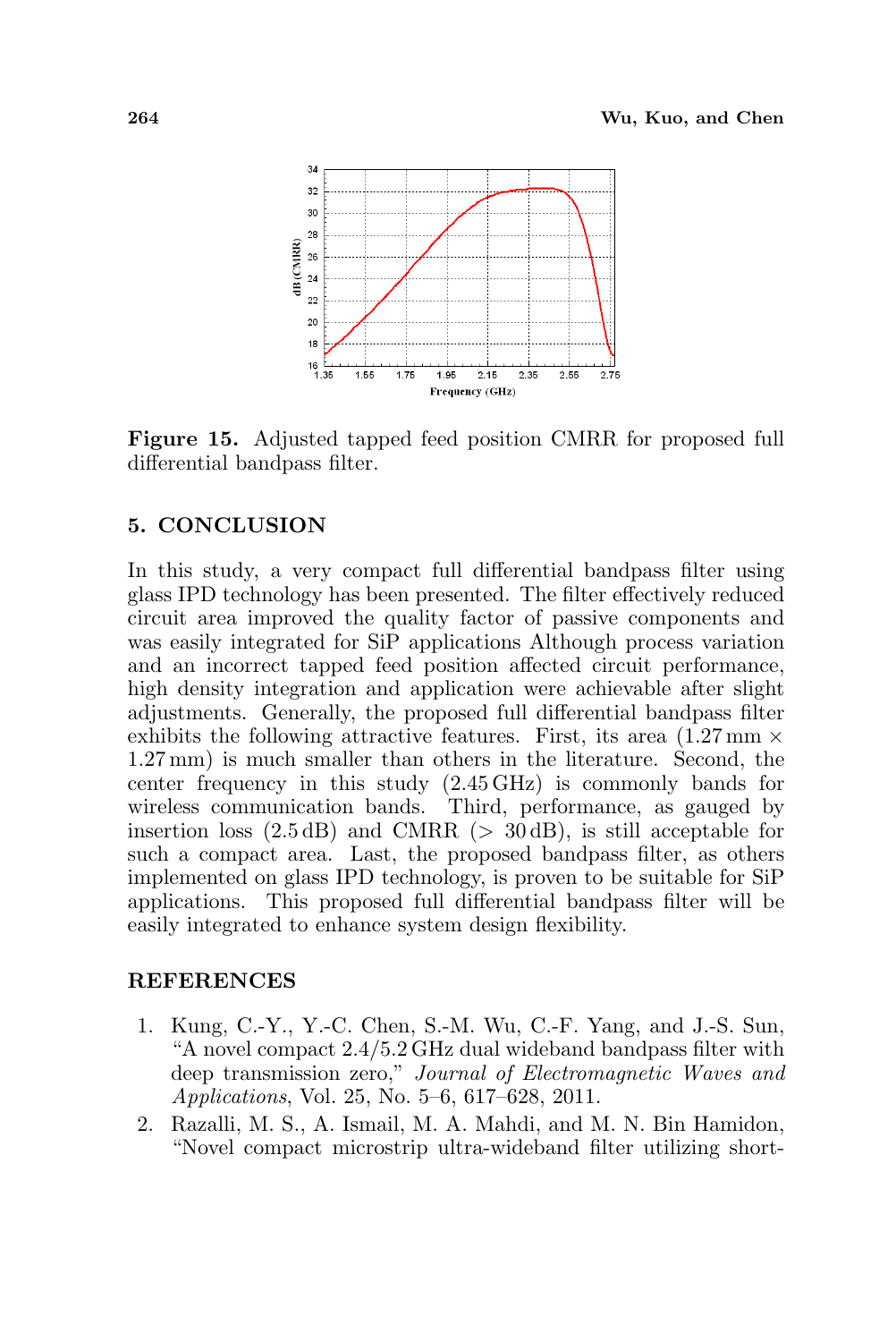34
32
30
28
26
24
22
20
18
16

dB (CMRR)

1.35 1.55 1.75 1.95 2.15 2.35 2.55 2.75

Frequency (GHz)

**Figure 15.** Adjusted tapped feed position CMRR for proposed full differential bandpass filter.

## 5. CONCLUSION

In this study, a very compact full differential bandpass filter using glass IPD technology has been presented. The filter effectively reduced circuit area improved the quality factor of passive components and was easily integrated for SiP applications Although process variation and an incorrect tapped feed position affected circuit performance, high density integration and application were achievable after slight adjustments. Generally, the proposed full differential bandpass filter exhibits the following attractive features. First, its area (1.27 mm $\times$ 1.27 mm) is much smaller than others in the literature. Second, the center frequency in this study (2.45 GHz) is commonly bands for wireless communication bands. Third, performance, as gauged by insertion loss (2.5 dB) and CMRR ($>$ 30 dB), is still acceptable for such a compact area. Last, the proposed bandpass filter, as others implemented on glass IPD technology, is proven to be suitable for SiP applications. This proposed full differential bandpass filter will be easily integrated to enhance system design flexibility.

## REFERENCES

1. Kung, C.-Y., Y.-C. Chen, S.-M. Wu, C.-F. Yang, and J.-S. Sun, "A novel compact 2.4/5.2 GHz dual wideband bandpass filter with deep transmission zero," *Journal of Electromagnetic Waves and Applications*, Vol. 25, No. 5–6, 617–628, 2011.
2. Razalli, M. S., A. Ismail, M. A. Mahdi, and M. N. Bin Hamidon, "Novel compact microstrip ultra-wideband filter utilizing short-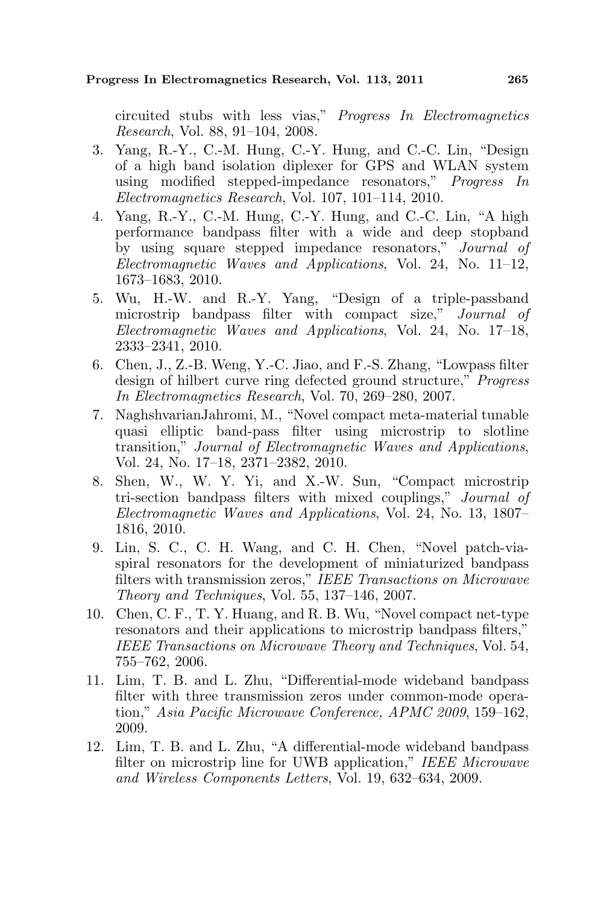circuited stubs with less vias," *Progress In Electromagnetics Research*, Vol. 88, 91–104, 2008.

3. Yang, R.-Y., C.-M. Hung, C.-Y. Hung, and C.-C. Lin, "Design of a high band isolation diplexer for GPS and WLAN system using modified stepped-impedance resonators," *Progress In Electromagnetics Research*, Vol. 107, 101–114, 2010.
4. Yang, R.-Y., C.-M. Hung, C.-Y. Hung, and C.-C. Lin, "A high performance bandpass filter with a wide and deep stopband by using square stepped impedance resonators," *Journal of Electromagnetic Waves and Applications*, Vol. 24, No. 11–12, 1673–1683, 2010.
5. Wu, H.-W. and R.-Y. Yang, "Design of a triple-passband microstrip bandpass filter with compact size," *Journal of Electromagnetic Waves and Applications*, Vol. 24, No. 17–18, 2333–2341, 2010.
6. Chen, J., Z.-B. Weng, Y.-C. Jiao, and F.-S. Zhang, "Lowpass filter design of hilbert curve ring defected ground structure," *Progress In Electromagnetics Research*, Vol. 70, 269–280, 2007.
7. NaghshvarianJahromi, M., "Novel compact meta-material tunable quasi elliptic band-pass filter using microstrip to slotline transition," *Journal of Electromagnetic Waves and Applications*, Vol. 24, No. 17–18, 2371–2382, 2010.
8. Shen, W., W. Y. Yi, and X.-W. Sun, "Compact microstrip tri-section bandpass filters with mixed couplings," *Journal of Electromagnetic Waves and Applications*, Vol. 24, No. 13, 1807–1816, 2010.
9. Lin, S. C., C. H. Wang, and C. H. Chen, "Novel patch-via-spiral resonators for the development of miniaturized bandpass filters with transmission zeros," *IEEE Transactions on Microwave Theory and Techniques*, Vol. 55, 137–146, 2007.
10. Chen, C. F., T. Y. Huang, and R. B. Wu, "Novel compact net-type resonators and their applications to microstrip bandpass filters," *IEEE Transactions on Microwave Theory and Techniques*, Vol. 54, 755–762, 2006.
11. Lim, T. B. and L. Zhu, "Differential-mode wideband bandpass filter with three transmission zeros under common-mode operation," *Asia Pacific Microwave Conference, APMC 2009*, 159–162, 2009.
12. Lim, T. B. and L. Zhu, "A differential-mode wideband bandpass filter on microstrip line for UWB application," *IEEE Microwave and Wireless Components Letters*, Vol. 19, 632–634, 2009.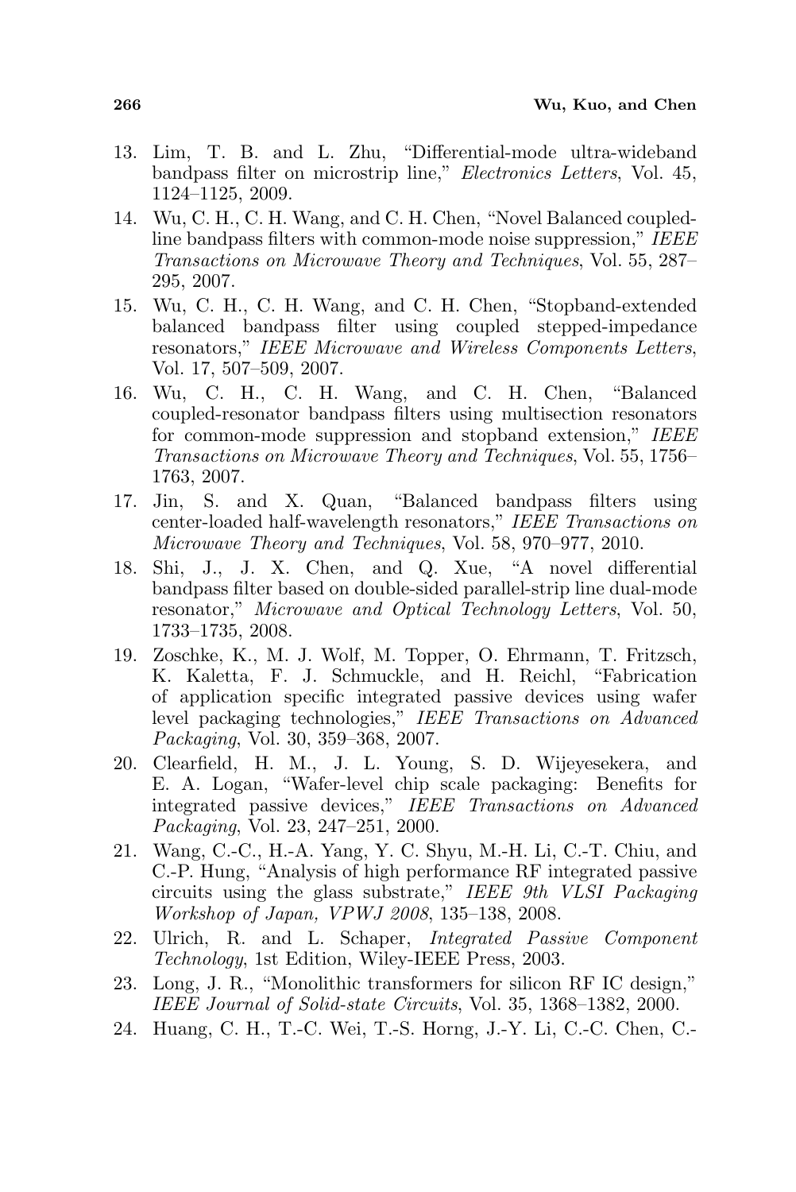13. Lim, T. B. and L. Zhu, "Differential-mode ultra-wideband bandpass filter on microstrip line," *Electronics Letters*, Vol. 45, 1124–1125, 2009.
14. Wu, C. H., C. H. Wang, and C. H. Chen, "Novel Balanced coupled-line bandpass filters with common-mode noise suppression," *IEEE Transactions on Microwave Theory and Techniques*, Vol. 55, 287–295, 2007.
15. Wu, C. H., C. H. Wang, and C. H. Chen, "Stopband-extended balanced bandpass filter using coupled stepped-impedance resonators," *IEEE Microwave and Wireless Components Letters*, Vol. 17, 507–509, 2007.
16. Wu, C. H., C. H. Wang, and C. H. Chen, "Balanced coupled-resonator bandpass filters using multisection resonators for common-mode suppression and stopband extension," *IEEE Transactions on Microwave Theory and Techniques*, Vol. 55, 1756–1763, 2007.
17. Jin, S. and X. Quan, "Balanced bandpass filters using center-loaded half-wavelength resonators," *IEEE Transactions on Microwave Theory and Techniques*, Vol. 58, 970–977, 2010.
18. Shi, J., J. X. Chen, and Q. Xue, "A novel differential bandpass filter based on double-sided parallel-strip line dual-mode resonator," *Microwave and Optical Technology Letters*, Vol. 50, 1733–1735, 2008.
19. Zoschke, K., M. J. Wolf, M. Topper, O. Ehrmann, T. Fritzsch, K. Kaletta, F. J. Schmuckle, and H. Reichl, "Fabrication of application specific integrated passive devices using wafer level packaging technologies," *IEEE Transactions on Advanced Packaging*, Vol. 30, 359–368, 2007.
20. Clearfield, H. M., J. L. Young, S. D. Wijeyesekera, and E. A. Logan, "Wafer-level chip scale packaging: Benefits for integrated passive devices," *IEEE Transactions on Advanced Packaging*, Vol. 23, 247–251, 2000.
21. Wang, C.-C., H.-A. Yang, Y. C. Shyu, M.-H. Li, C.-T. Chiu, and C.-P. Hung, "Analysis of high performance RF integrated passive circuits using the glass substrate," *IEEE 9th VLSI Packaging Workshop of Japan, VPWJ 2008*, 135–138, 2008.
22. Ulrich, R. and L. Schaper, *Integrated Passive Component Technology*, 1st Edition, Wiley-IEEE Press, 2003.
23. Long, J. R., "Monolithic transformers for silicon RF IC design," *IEEE Journal of Solid-state Circuits*, Vol. 35, 1368–1382, 2000.
24. Huang, C. H., T.-C. Wei, T.-S. Horng, J.-Y. Li, C.-C. Chen, C.-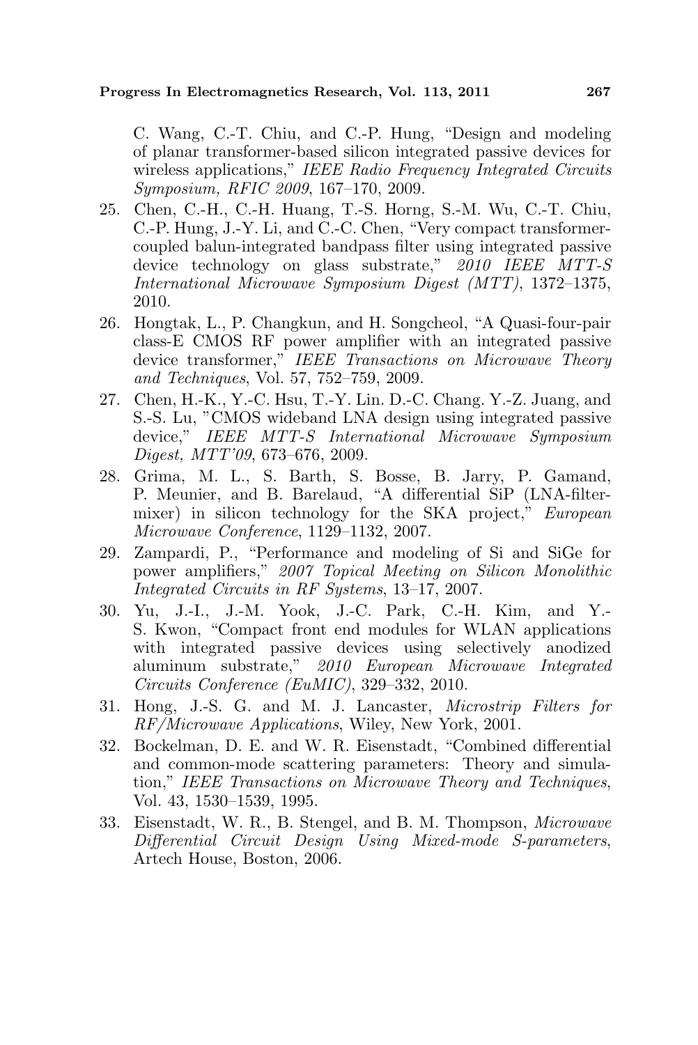C. Wang, C.-T. Chiu, and C.-P. Hung, "Design and modeling of planar transformer-based silicon integrated passive devices for wireless applications," *IEEE Radio Frequency Integrated Circuits Symposium, RFIC 2009*, 167–170, 2009.

25. Chen, C.-H., C.-H. Huang, T.-S. Horng, S.-M. Wu, C.-T. Chiu, C.-P. Hung, J.-Y. Li, and C.-C. Chen, "Very compact transformer-coupled balun-integrated bandpass filter using integrated passive device technology on glass substrate," *2010 IEEE MTT-S International Microwave Symposium Digest (MTT)*, 1372–1375, 2010.
26. Hongtak, L., P. Changkun, and H. Songcheol, "A Quasi-four-pair class-E CMOS RF power amplifier with an integrated passive device transformer," *IEEE Transactions on Microwave Theory and Techniques*, Vol. 57, 752–759, 2009.
27. Chen, H.-K., Y.-C. Hsu, T.-Y. Lin. D.-C. Chang. Y.-Z. Juang, and S.-S. Lu, "CMOS wideband LNA design using integrated passive device," *IEEE MTT-S International Microwave Symposium Digest, MTT'09*, 673–676, 2009.
28. Grima, M. L., S. Barth, S. Bosse, B. Jarry, P. Gamand, P. Meunier, and B. Barelaud, "A differential SiP (LNA-filter-mixer) in silicon technology for the SKA project," *European Microwave Conference*, 1129–1132, 2007.
29. Zampardi, P., "Performance and modeling of Si and SiGe for power amplifiers," *2007 Topical Meeting on Silicon Monolithic Integrated Circuits in RF Systems*, 13–17, 2007.
30. Yu, J.-I., J.-M. Yook, J.-C. Park, C.-H. Kim, and Y.-S. Kwon, "Compact front end modules for WLAN applications with integrated passive devices using selectively anodized aluminum substrate," *2010 European Microwave Integrated Circuits Conference (EuMIC)*, 329–332, 2010.
31. Hong, J.-S. G. and M. J. Lancaster, *Microstrip Filters for RF/Microwave Applications*, Wiley, New York, 2001.
32. Bockelman, D. E. and W. R. Eisenstadt, "Combined differential and common-mode scattering parameters: Theory and simulation," *IEEE Transactions on Microwave Theory and Techniques*, Vol. 43, 1530–1539, 1995.
33. Eisenstadt, W. R., B. Stengel, and B. M. Thompson, *Microwave Differential Circuit Design Using Mixed-mode S-parameters*, Artech House, Boston, 2006.